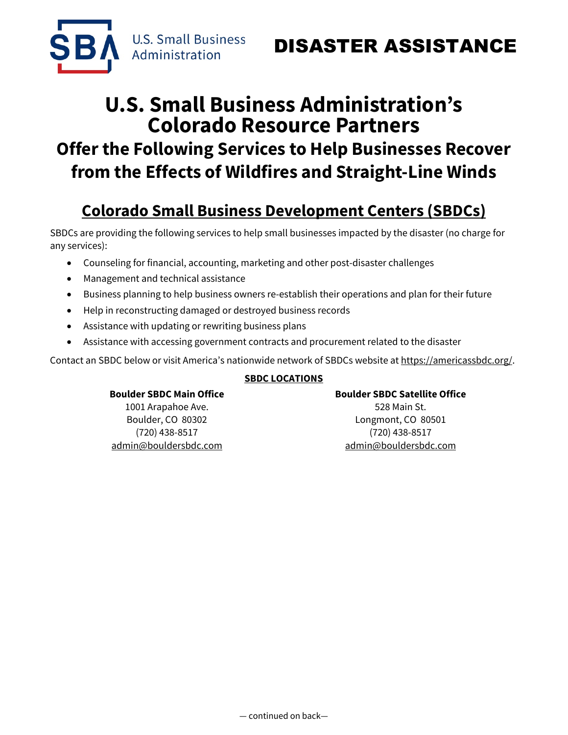U.S. Small Business Administration

# DISASTER ASSISTANCE

# U.S. Small Business Administration's Colorado Resource Partners

## Offer the Following Services to Help Businesses Recover from the Effects of Wildfires and Straight-Line Winds

## Colorado Small Business Development Centers (SBDCs)

SBDCs are providing the following services to help small businesses impacted by the disaster (no charge for any services):

- Counseling for financial, accounting, marketing and other post-disaster challenges
- Management and technical assistance
- Business planning to help business owners re-establish their operations and plan for their future
- Help in reconstructing damaged or destroyed business records
- Assistance with updating or rewriting business plans
- Assistance with accessing government contracts and procurement related to the disaster

Contact an SBDC below or visit America's nationwide network of SBDCs website at https://americassbdc.org/.

**SBDC LOCATIONS**

**Boulder SBDC Main Office**
1001 Arapahoe Ave.
Boulder, CO 80302
(720) 438-8517
admin@bouldersbdc.com

**Boulder SBDC Satellite Office**
528 Main St.
Longmont, CO 80501
(720) 438-8517
admin@bouldersbdc.com

— continued on back—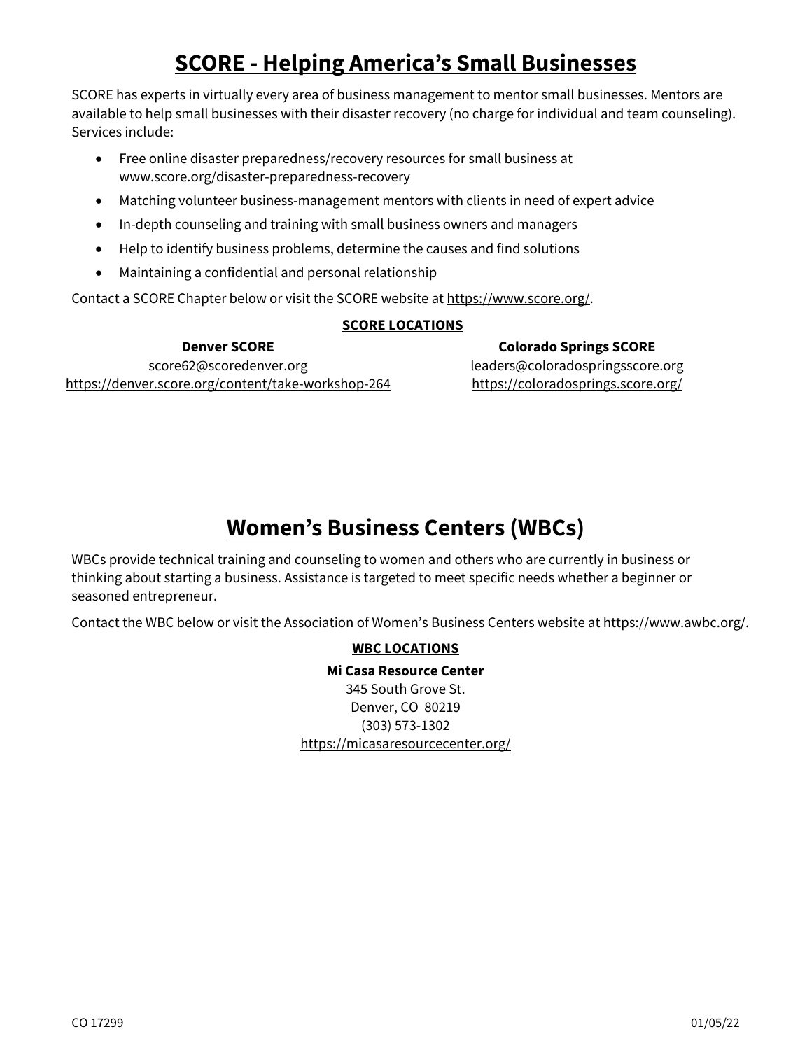# SCORE - Helping America's Small Businesses

SCORE has experts in virtually every area of business management to mentor small businesses. Mentors are available to help small businesses with their disaster recovery (no charge for individual and team counseling). Services include:

- Free online disaster preparedness/recovery resources for small business at www.score.org/disaster-preparedness-recovery
- Matching volunteer business-management mentors with clients in need of expert advice
- In-depth counseling and training with small business owners and managers
- Help to identify business problems, determine the causes and find solutions
- Maintaining a confidential and personal relationship

Contact a SCORE Chapter below or visit the SCORE website at https://www.score.org/.

**SCORE LOCATIONS**

**Denver SCORE**
score62@scoredenver.org
https://denver.score.org/content/take-workshop-264

**Colorado Springs SCORE**
leaders@coloradospringsscore.org
https://coloradosprings.score.org/

# Women's Business Centers (WBCs)

WBCs provide technical training and counseling to women and others who are currently in business or thinking about starting a business. Assistance is targeted to meet specific needs whether a beginner or seasoned entrepreneur.

Contact the WBC below or visit the Association of Women's Business Centers website at https://www.awbc.org/.

**WBC LOCATIONS**

**Mi Casa Resource Center**
345 South Grove St.
Denver, CO 80219
(303) 573-1302
https://micasaresourcecenter.org/

CO 17299 01/05/22